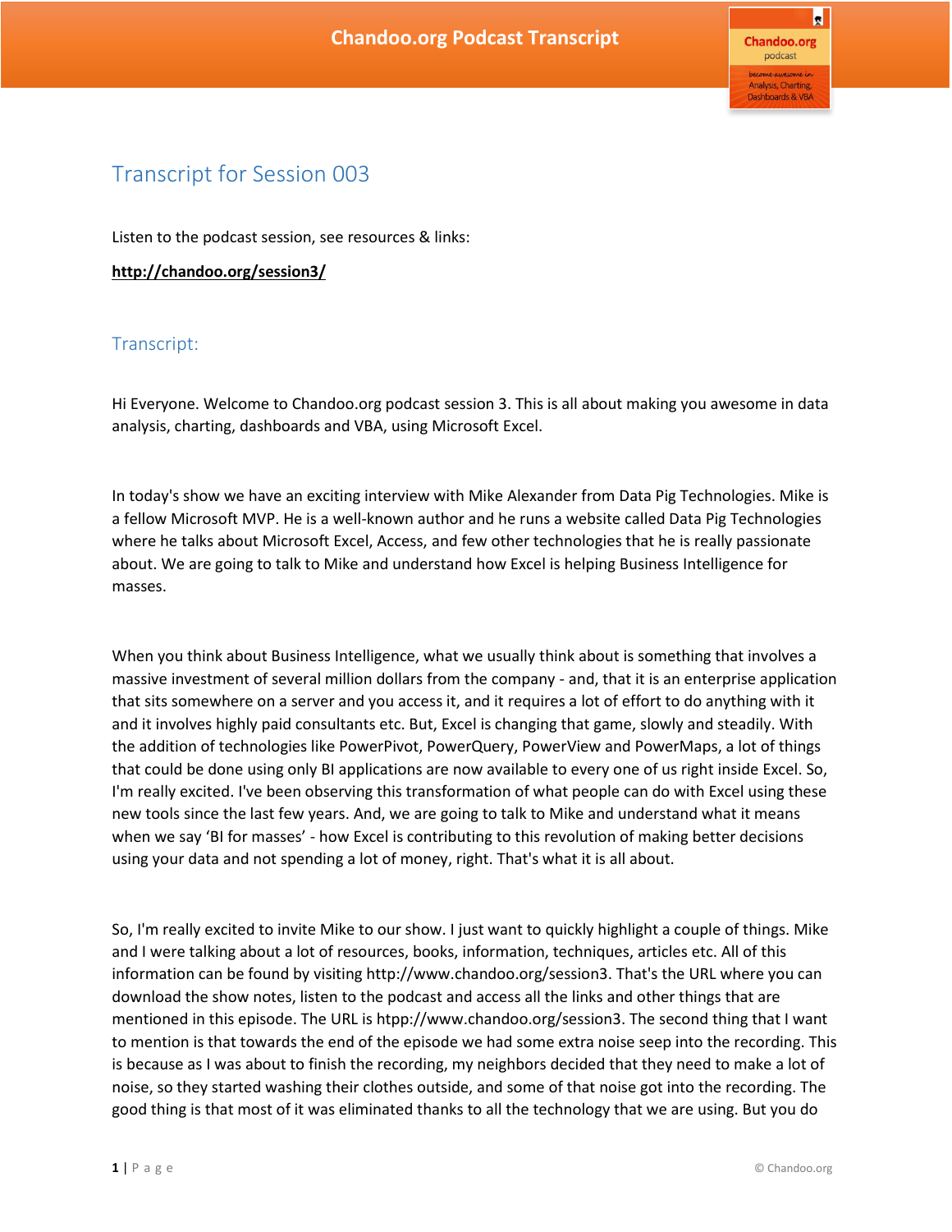# Transcript for Session 003

Listen to the podcast session, see resources & links:

**http://chandoo.org/session3/**

## Transcript:

Hi Everyone. Welcome to Chandoo.org podcast session 3. This is all about making you awesome in data analysis, charting, dashboards and VBA, using Microsoft Excel.

In today's show we have an exciting interview with Mike Alexander from Data Pig Technologies. Mike is a fellow Microsoft MVP. He is a well-known author and he runs a website called Data Pig Technologies where he talks about Microsoft Excel, Access, and few other technologies that he is really passionate about. We are going to talk to Mike and understand how Excel is helping Business Intelligence for masses.

When you think about Business Intelligence, what we usually think about is something that involves a massive investment of several million dollars from the company - and, that it is an enterprise application that sits somewhere on a server and you access it, and it requires a lot of effort to do anything with it and it involves highly paid consultants etc. But, Excel is changing that game, slowly and steadily. With the addition of technologies like PowerPivot, PowerQuery, PowerView and PowerMaps, a lot of things that could be done using only BI applications are now available to every one of us right inside Excel. So, I'm really excited. I've been observing this transformation of what people can do with Excel using these new tools since the last few years. And, we are going to talk to Mike and understand what it means when we say 'BI for masses' - how Excel is contributing to this revolution of making better decisions using your data and not spending a lot of money, right. That's what it is all about.

So, I'm really excited to invite Mike to our show. I just want to quickly highlight a couple of things. Mike and I were talking about a lot of resources, books, information, techniques, articles etc. All of this information can be found by visiting http://www.chandoo.org/session3. That's the URL where you can download the show notes, listen to the podcast and access all the links and other things that are mentioned in this episode. The URL is htpp://www.chandoo.org/session3. The second thing that I want to mention is that towards the end of the episode we had some extra noise seep into the recording. This is because as I was about to finish the recording, my neighbors decided that they need to make a lot of noise, so they started washing their clothes outside, and some of that noise got into the recording. The good thing is that most of it was eliminated thanks to all the technology that we are using. But you do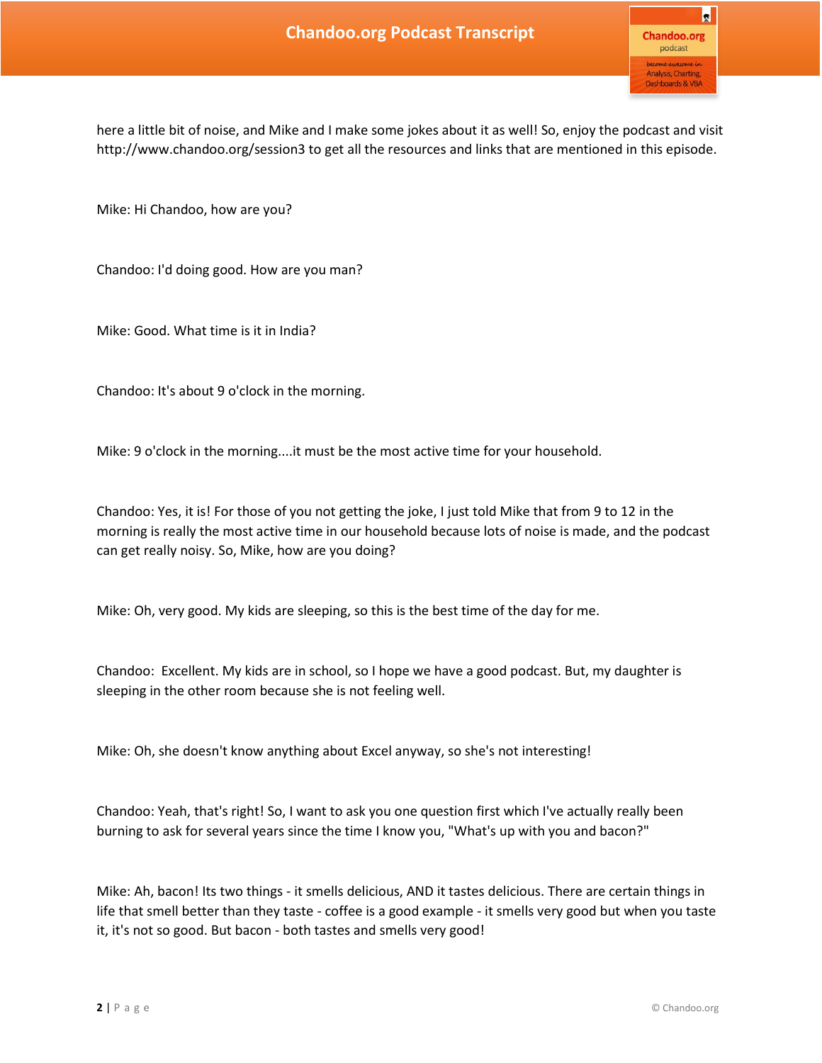here a little bit of noise, and Mike and I make some jokes about it as well! So, enjoy the podcast and visit http://www.chandoo.org/session3 to get all the resources and links that are mentioned in this episode.

Mike: Hi Chandoo, how are you?

Chandoo: I'd doing good. How are you man?

Mike: Good. What time is it in India?

Chandoo: It's about 9 o'clock in the morning.

Mike: 9 o'clock in the morning....it must be the most active time for your household.

Chandoo: Yes, it is! For those of you not getting the joke, I just told Mike that from 9 to 12 in the morning is really the most active time in our household because lots of noise is made, and the podcast can get really noisy. So, Mike, how are you doing?

Mike: Oh, very good. My kids are sleeping, so this is the best time of the day for me.

Chandoo: Excellent. My kids are in school, so I hope we have a good podcast. But, my daughter is sleeping in the other room because she is not feeling well.

Mike: Oh, she doesn't know anything about Excel anyway, so she's not interesting!

Chandoo: Yeah, that's right! So, I want to ask you one question first which I've actually really been burning to ask for several years since the time I know you, "What's up with you and bacon?"

Mike: Ah, bacon! Its two things - it smells delicious, AND it tastes delicious. There are certain things in life that smell better than they taste - coffee is a good example - it smells very good but when you taste it, it's not so good. But bacon - both tastes and smells very good!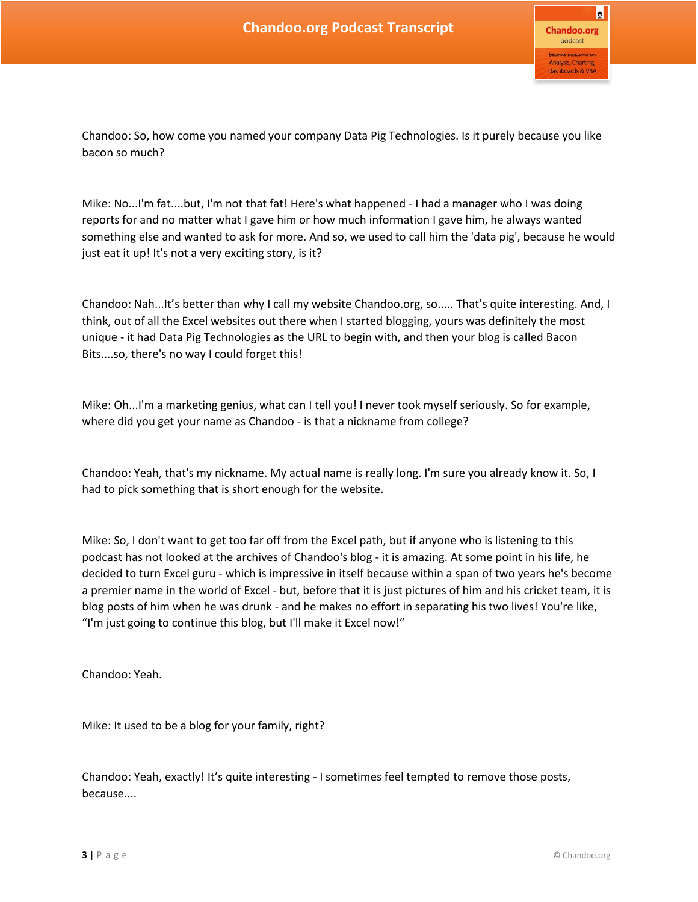Chandoo: So, how come you named your company Data Pig Technologies. Is it purely because you like bacon so much?

Mike: No...I'm fat....but, I'm not that fat! Here's what happened - I had a manager who I was doing reports for and no matter what I gave him or how much information I gave him, he always wanted something else and wanted to ask for more. And so, we used to call him the 'data pig', because he would just eat it up! It's not a very exciting story, is it?

Chandoo: Nah...It's better than why I call my website Chandoo.org, so..... That's quite interesting. And, I think, out of all the Excel websites out there when I started blogging, yours was definitely the most unique - it had Data Pig Technologies as the URL to begin with, and then your blog is called Bacon Bits....so, there's no way I could forget this!

Mike: Oh...I'm a marketing genius, what can I tell you! I never took myself seriously. So for example, where did you get your name as Chandoo - is that a nickname from college?

Chandoo: Yeah, that's my nickname. My actual name is really long. I'm sure you already know it. So, I had to pick something that is short enough for the website.

Mike: So, I don't want to get too far off from the Excel path, but if anyone who is listening to this podcast has not looked at the archives of Chandoo's blog - it is amazing. At some point in his life, he decided to turn Excel guru - which is impressive in itself because within a span of two years he's become a premier name in the world of Excel - but, before that it is just pictures of him and his cricket team, it is blog posts of him when he was drunk - and he makes no effort in separating his two lives! You're like, "I'm just going to continue this blog, but I'll make it Excel now!"

Chandoo: Yeah.

Mike: It used to be a blog for your family, right?

Chandoo: Yeah, exactly! It's quite interesting - I sometimes feel tempted to remove those posts, because....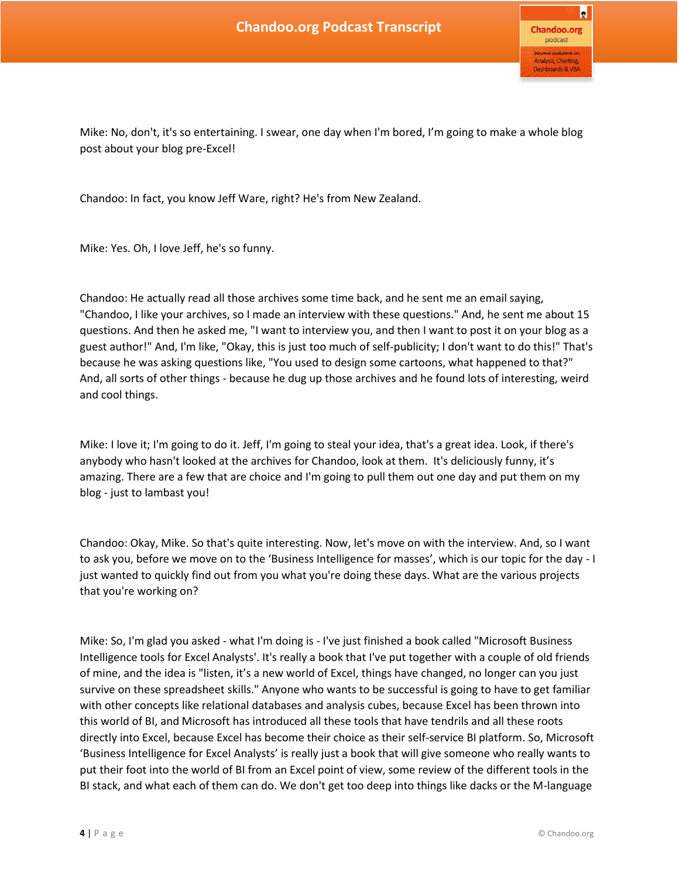Mike: No, don't, it's so entertaining. I swear, one day when I'm bored, I'm going to make a whole blog post about your blog pre-Excel!

Chandoo: In fact, you know Jeff Ware, right? He's from New Zealand.

Mike: Yes. Oh, I love Jeff, he's so funny.

Chandoo: He actually read all those archives some time back, and he sent me an email saying, "Chandoo, I like your archives, so I made an interview with these questions." And, he sent me about 15 questions. And then he asked me, "I want to interview you, and then I want to post it on your blog as a guest author!" And, I'm like, "Okay, this is just too much of self-publicity; I don't want to do this!" That's because he was asking questions like, "You used to design some cartoons, what happened to that?" And, all sorts of other things - because he dug up those archives and he found lots of interesting, weird and cool things.

Mike: I love it; I'm going to do it. Jeff, I'm going to steal your idea, that's a great idea. Look, if there's anybody who hasn't looked at the archives for Chandoo, look at them. It's deliciously funny, it's amazing. There are a few that are choice and I'm going to pull them out one day and put them on my blog - just to lambast you!

Chandoo: Okay, Mike. So that's quite interesting. Now, let's move on with the interview. And, so I want to ask you, before we move on to the 'Business Intelligence for masses', which is our topic for the day - I just wanted to quickly find out from you what you're doing these days. What are the various projects that you're working on?

Mike: So, I'm glad you asked - what I'm doing is - I've just finished a book called "Microsoft Business Intelligence tools for Excel Analysts'. It's really a book that I've put together with a couple of old friends of mine, and the idea is "listen, it's a new world of Excel, things have changed, no longer can you just survive on these spreadsheet skills." Anyone who wants to be successful is going to have to get familiar with other concepts like relational databases and analysis cubes, because Excel has been thrown into this world of BI, and Microsoft has introduced all these tools that have tendrils and all these roots directly into Excel, because Excel has become their choice as their self-service BI platform. So, Microsoft 'Business Intelligence for Excel Analysts' is really just a book that will give someone who really wants to put their foot into the world of BI from an Excel point of view, some review of the different tools in the BI stack, and what each of them can do. We don't get too deep into things like dacks or the M-language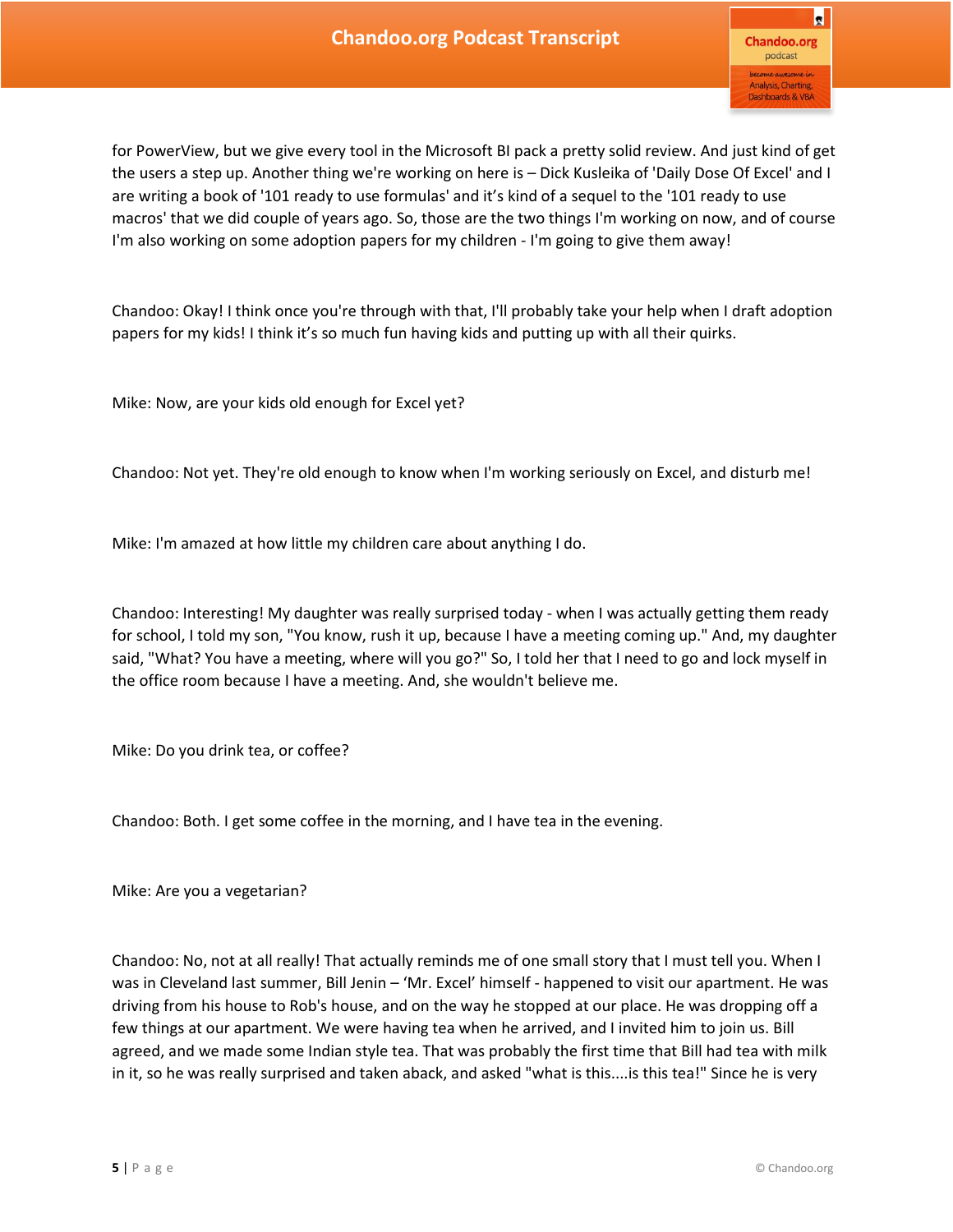for PowerView, but we give every tool in the Microsoft BI pack a pretty solid review. And just kind of get the users a step up. Another thing we're working on here is – Dick Kusleika of 'Daily Dose Of Excel' and I are writing a book of '101 ready to use formulas' and it's kind of a sequel to the '101 ready to use macros' that we did couple of years ago. So, those are the two things I'm working on now, and of course I'm also working on some adoption papers for my children - I'm going to give them away!

Chandoo: Okay! I think once you're through with that, I'll probably take your help when I draft adoption papers for my kids! I think it's so much fun having kids and putting up with all their quirks.

Mike: Now, are your kids old enough for Excel yet?

Chandoo: Not yet. They're old enough to know when I'm working seriously on Excel, and disturb me!

Mike: I'm amazed at how little my children care about anything I do.

Chandoo: Interesting! My daughter was really surprised today - when I was actually getting them ready for school, I told my son, "You know, rush it up, because I have a meeting coming up." And, my daughter said, "What? You have a meeting, where will you go?" So, I told her that I need to go and lock myself in the office room because I have a meeting. And, she wouldn't believe me.

Mike: Do you drink tea, or coffee?

Chandoo: Both. I get some coffee in the morning, and I have tea in the evening.

Mike: Are you a vegetarian?

Chandoo: No, not at all really! That actually reminds me of one small story that I must tell you. When I was in Cleveland last summer, Bill Jenin – 'Mr. Excel' himself - happened to visit our apartment. He was driving from his house to Rob's house, and on the way he stopped at our place. He was dropping off a few things at our apartment. We were having tea when he arrived, and I invited him to join us. Bill agreed, and we made some Indian style tea. That was probably the first time that Bill had tea with milk in it, so he was really surprised and taken aback, and asked "what is this....is this tea!" Since he is very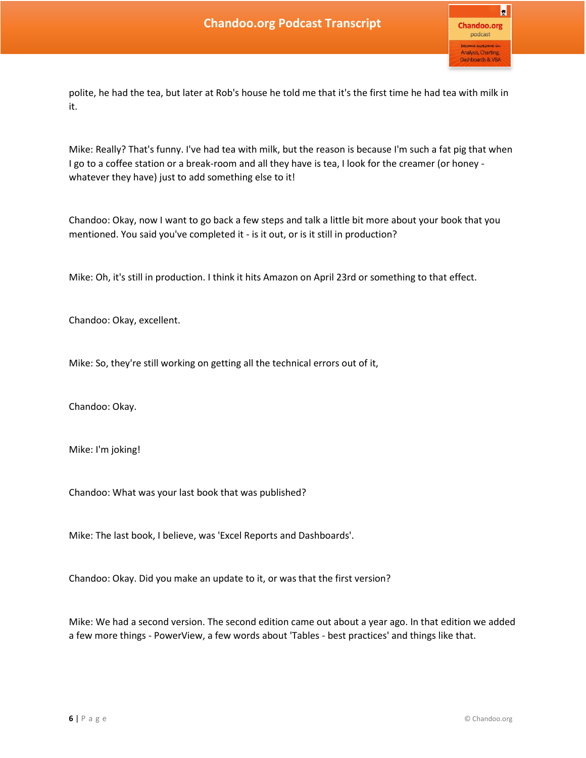polite, he had the tea, but later at Rob's house he told me that it's the first time he had tea with milk in it.

Mike: Really? That's funny. I've had tea with milk, but the reason is because I'm such a fat pig that when I go to a coffee station or a break-room and all they have is tea, I look for the creamer (or honey - whatever they have) just to add something else to it!

Chandoo: Okay, now I want to go back a few steps and talk a little bit more about your book that you mentioned. You said you've completed it - is it out, or is it still in production?

Mike: Oh, it's still in production. I think it hits Amazon on April 23rd or something to that effect.

Chandoo: Okay, excellent.

Mike: So, they're still working on getting all the technical errors out of it,

Chandoo: Okay.

Mike: I'm joking!

Chandoo: What was your last book that was published?

Mike: The last book, I believe, was 'Excel Reports and Dashboards'.

Chandoo: Okay. Did you make an update to it, or was that the first version?

Mike: We had a second version. The second edition came out about a year ago. In that edition we added a few more things - PowerView, a few words about 'Tables - best practices' and things like that.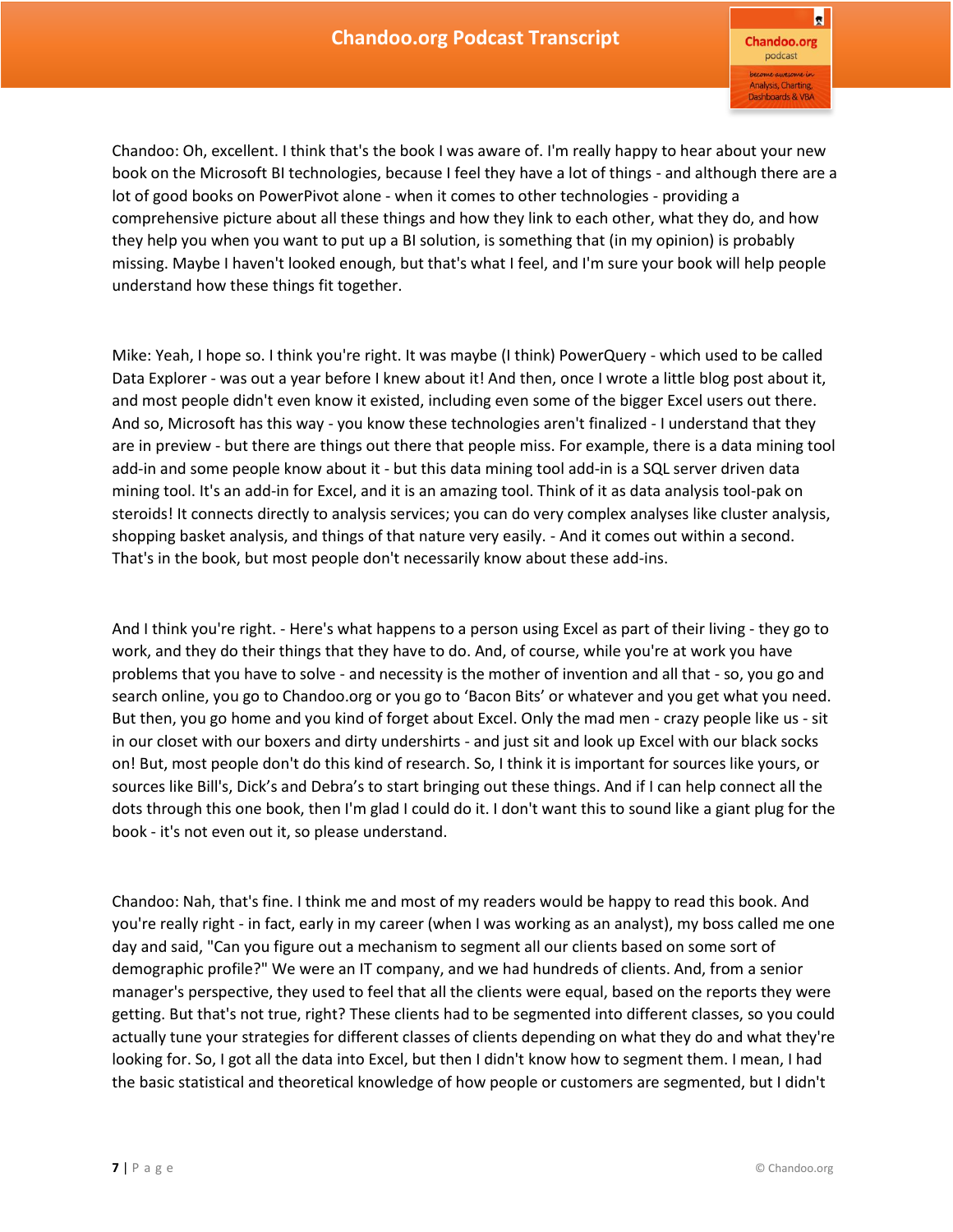Chandoo: Oh, excellent. I think that's the book I was aware of. I'm really happy to hear about your new book on the Microsoft BI technologies, because I feel they have a lot of things - and although there are a lot of good books on PowerPivot alone - when it comes to other technologies - providing a comprehensive picture about all these things and how they link to each other, what they do, and how they help you when you want to put up a BI solution, is something that (in my opinion) is probably missing. Maybe I haven't looked enough, but that's what I feel, and I'm sure your book will help people understand how these things fit together.

Mike: Yeah, I hope so. I think you're right. It was maybe (I think) PowerQuery - which used to be called Data Explorer - was out a year before I knew about it! And then, once I wrote a little blog post about it, and most people didn't even know it existed, including even some of the bigger Excel users out there. And so, Microsoft has this way - you know these technologies aren't finalized - I understand that they are in preview - but there are things out there that people miss. For example, there is a data mining tool add-in and some people know about it - but this data mining tool add-in is a SQL server driven data mining tool. It's an add-in for Excel, and it is an amazing tool. Think of it as data analysis tool-pak on steroids! It connects directly to analysis services; you can do very complex analyses like cluster analysis, shopping basket analysis, and things of that nature very easily. - And it comes out within a second. That's in the book, but most people don't necessarily know about these add-ins.

And I think you're right. - Here's what happens to a person using Excel as part of their living - they go to work, and they do their things that they have to do. And, of course, while you're at work you have problems that you have to solve - and necessity is the mother of invention and all that - so, you go and search online, you go to Chandoo.org or you go to 'Bacon Bits' or whatever and you get what you need. But then, you go home and you kind of forget about Excel. Only the mad men - crazy people like us - sit in our closet with our boxers and dirty undershirts - and just sit and look up Excel with our black socks on! But, most people don't do this kind of research. So, I think it is important for sources like yours, or sources like Bill's, Dick's and Debra's to start bringing out these things. And if I can help connect all the dots through this one book, then I'm glad I could do it. I don't want this to sound like a giant plug for the book - it's not even out it, so please understand.

Chandoo: Nah, that's fine. I think me and most of my readers would be happy to read this book. And you're really right - in fact, early in my career (when I was working as an analyst), my boss called me one day and said, "Can you figure out a mechanism to segment all our clients based on some sort of demographic profile?" We were an IT company, and we had hundreds of clients. And, from a senior manager's perspective, they used to feel that all the clients were equal, based on the reports they were getting. But that's not true, right? These clients had to be segmented into different classes, so you could actually tune your strategies for different classes of clients depending on what they do and what they're looking for. So, I got all the data into Excel, but then I didn't know how to segment them. I mean, I had the basic statistical and theoretical knowledge of how people or customers are segmented, but I didn't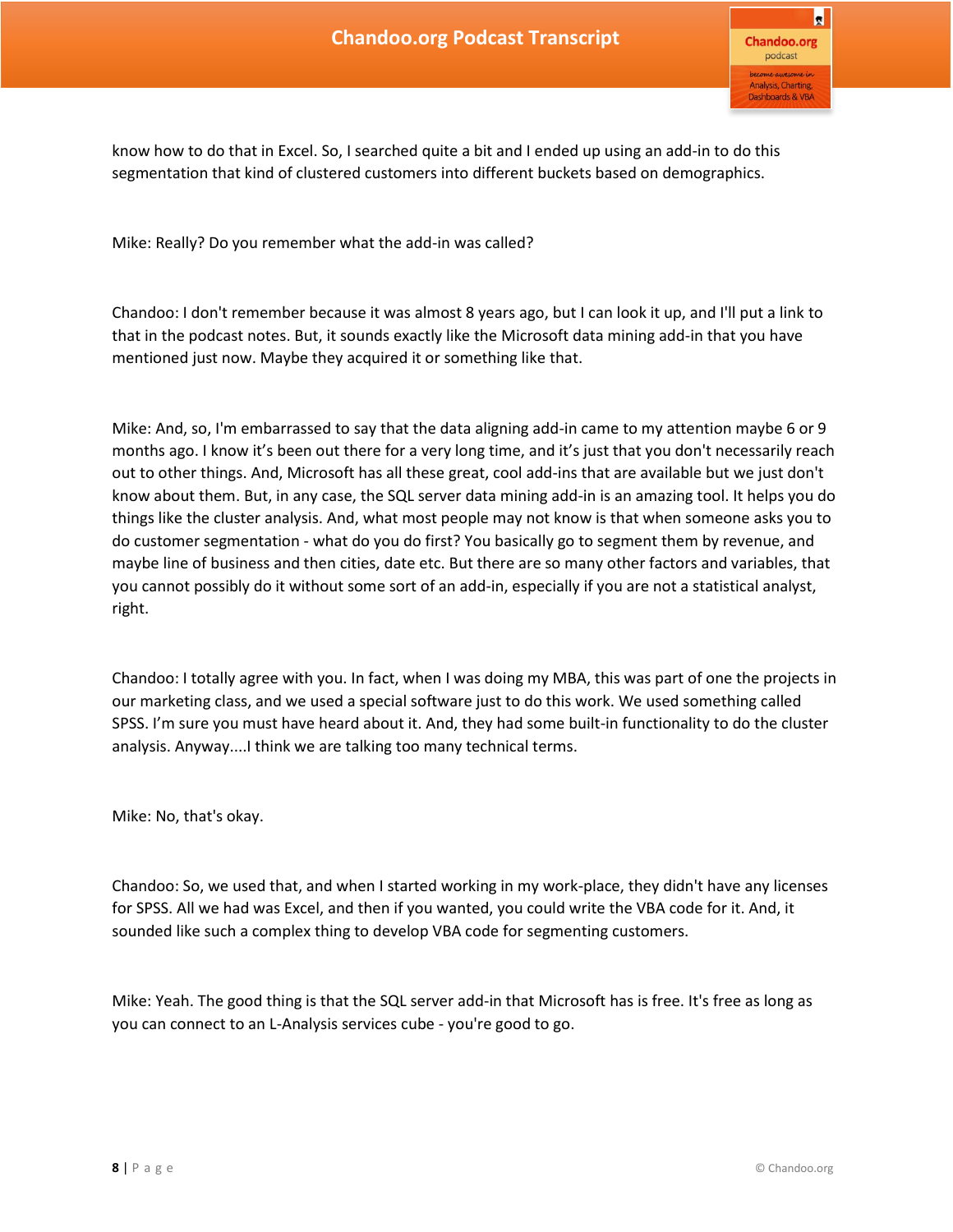know how to do that in Excel. So, I searched quite a bit and I ended up using an add-in to do this segmentation that kind of clustered customers into different buckets based on demographics.

Mike: Really? Do you remember what the add-in was called?

Chandoo: I don't remember because it was almost 8 years ago, but I can look it up, and I'll put a link to that in the podcast notes. But, it sounds exactly like the Microsoft data mining add-in that you have mentioned just now. Maybe they acquired it or something like that.

Mike: And, so, I'm embarrassed to say that the data aligning add-in came to my attention maybe 6 or 9 months ago. I know it's been out there for a very long time, and it's just that you don't necessarily reach out to other things. And, Microsoft has all these great, cool add-ins that are available but we just don't know about them. But, in any case, the SQL server data mining add-in is an amazing tool. It helps you do things like the cluster analysis. And, what most people may not know is that when someone asks you to do customer segmentation - what do you do first? You basically go to segment them by revenue, and maybe line of business and then cities, date etc. But there are so many other factors and variables, that you cannot possibly do it without some sort of an add-in, especially if you are not a statistical analyst, right.

Chandoo: I totally agree with you. In fact, when I was doing my MBA, this was part of one the projects in our marketing class, and we used a special software just to do this work. We used something called SPSS. I'm sure you must have heard about it. And, they had some built-in functionality to do the cluster analysis. Anyway....I think we are talking too many technical terms.

Mike: No, that's okay.

Chandoo: So, we used that, and when I started working in my work-place, they didn't have any licenses for SPSS. All we had was Excel, and then if you wanted, you could write the VBA code for it. And, it sounded like such a complex thing to develop VBA code for segmenting customers.

Mike: Yeah. The good thing is that the SQL server add-in that Microsoft has is free. It's free as long as you can connect to an L-Analysis services cube - you're good to go.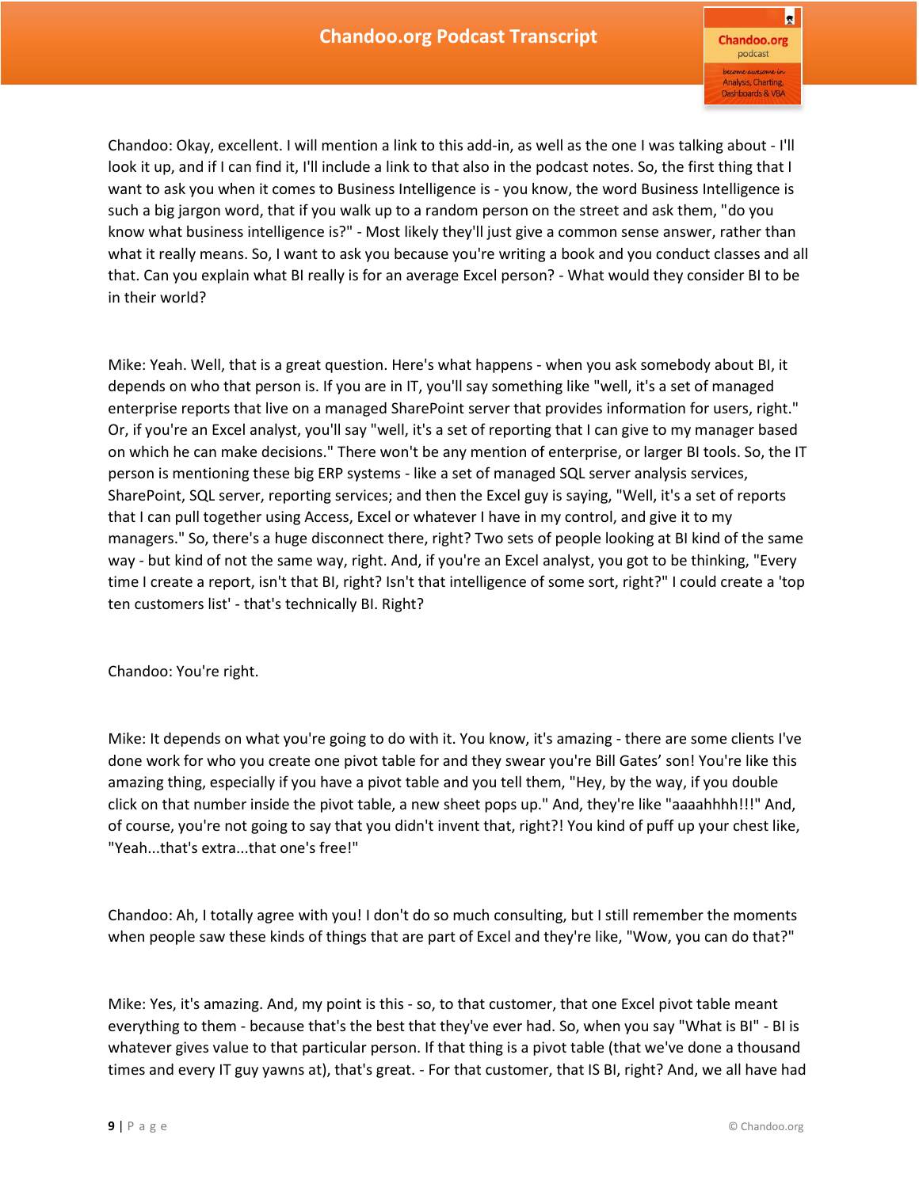Chandoo: Okay, excellent. I will mention a link to this add-in, as well as the one I was talking about - I'll look it up, and if I can find it, I'll include a link to that also in the podcast notes. So, the first thing that I want to ask you when it comes to Business Intelligence is - you know, the word Business Intelligence is such a big jargon word, that if you walk up to a random person on the street and ask them, "do you know what business intelligence is?" - Most likely they'll just give a common sense answer, rather than what it really means. So, I want to ask you because you're writing a book and you conduct classes and all that. Can you explain what BI really is for an average Excel person? - What would they consider BI to be in their world?

Mike: Yeah. Well, that is a great question. Here's what happens - when you ask somebody about BI, it depends on who that person is. If you are in IT, you'll say something like "well, it's a set of managed enterprise reports that live on a managed SharePoint server that provides information for users, right." Or, if you're an Excel analyst, you'll say "well, it's a set of reporting that I can give to my manager based on which he can make decisions." There won't be any mention of enterprise, or larger BI tools. So, the IT person is mentioning these big ERP systems - like a set of managed SQL server analysis services, SharePoint, SQL server, reporting services; and then the Excel guy is saying, "Well, it's a set of reports that I can pull together using Access, Excel or whatever I have in my control, and give it to my managers." So, there's a huge disconnect there, right? Two sets of people looking at BI kind of the same way - but kind of not the same way, right. And, if you're an Excel analyst, you got to be thinking, "Every time I create a report, isn't that BI, right? Isn't that intelligence of some sort, right?" I could create a 'top ten customers list' - that's technically BI. Right?

Chandoo: You're right.

Mike: It depends on what you're going to do with it. You know, it's amazing - there are some clients I've done work for who you create one pivot table for and they swear you're Bill Gates' son! You're like this amazing thing, especially if you have a pivot table and you tell them, "Hey, by the way, if you double click on that number inside the pivot table, a new sheet pops up." And, they're like "aaaahhhh!!!" And, of course, you're not going to say that you didn't invent that, right?! You kind of puff up your chest like, "Yeah...that's extra...that one's free!"

Chandoo: Ah, I totally agree with you! I don't do so much consulting, but I still remember the moments when people saw these kinds of things that are part of Excel and they're like, "Wow, you can do that?"

Mike: Yes, it's amazing. And, my point is this - so, to that customer, that one Excel pivot table meant everything to them - because that's the best that they've ever had. So, when you say "What is BI" - BI is whatever gives value to that particular person. If that thing is a pivot table (that we've done a thousand times and every IT guy yawns at), that's great. - For that customer, that IS BI, right? And, we all have had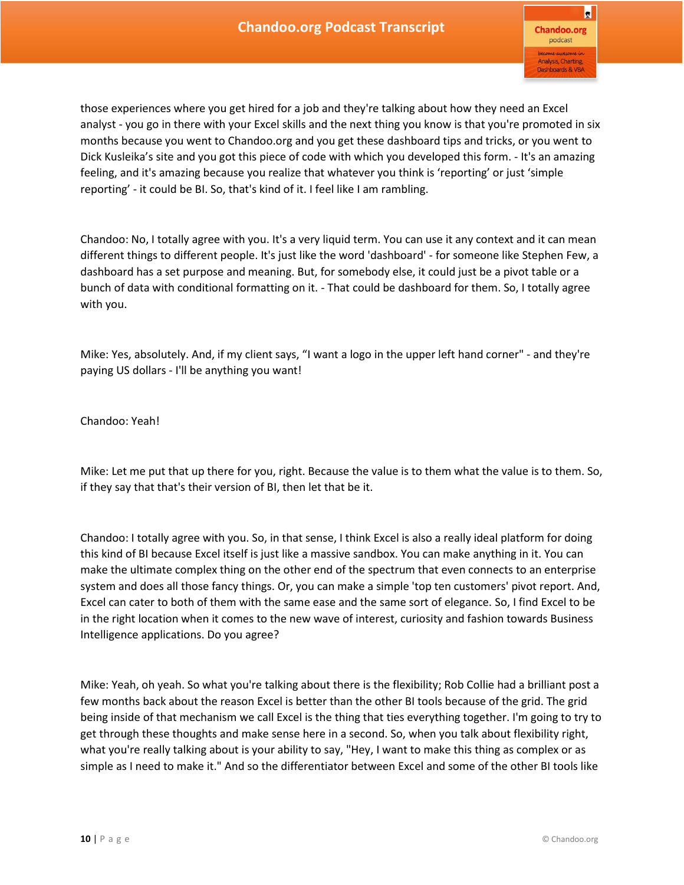those experiences where you get hired for a job and they're talking about how they need an Excel analyst - you go in there with your Excel skills and the next thing you know is that you're promoted in six months because you went to Chandoo.org and you get these dashboard tips and tricks, or you went to Dick Kusleika's site and you got this piece of code with which you developed this form. - It's an amazing feeling, and it's amazing because you realize that whatever you think is 'reporting' or just 'simple reporting' - it could be BI. So, that's kind of it. I feel like I am rambling.

Chandoo: No, I totally agree with you. It's a very liquid term. You can use it any context and it can mean different things to different people. It's just like the word 'dashboard' - for someone like Stephen Few, a dashboard has a set purpose and meaning. But, for somebody else, it could just be a pivot table or a bunch of data with conditional formatting on it. - That could be dashboard for them. So, I totally agree with you.

Mike: Yes, absolutely. And, if my client says, "I want a logo in the upper left hand corner" - and they're paying US dollars - I'll be anything you want!

Chandoo: Yeah!

Mike: Let me put that up there for you, right. Because the value is to them what the value is to them. So, if they say that that's their version of BI, then let that be it.

Chandoo: I totally agree with you. So, in that sense, I think Excel is also a really ideal platform for doing this kind of BI because Excel itself is just like a massive sandbox. You can make anything in it. You can make the ultimate complex thing on the other end of the spectrum that even connects to an enterprise system and does all those fancy things. Or, you can make a simple 'top ten customers' pivot report. And, Excel can cater to both of them with the same ease and the same sort of elegance. So, I find Excel to be in the right location when it comes to the new wave of interest, curiosity and fashion towards Business Intelligence applications. Do you agree?

Mike: Yeah, oh yeah. So what you're talking about there is the flexibility; Rob Collie had a brilliant post a few months back about the reason Excel is better than the other BI tools because of the grid. The grid being inside of that mechanism we call Excel is the thing that ties everything together. I'm going to try to get through these thoughts and make sense here in a second. So, when you talk about flexibility right, what you're really talking about is your ability to say, "Hey, I want to make this thing as complex or as simple as I need to make it." And so the differentiator between Excel and some of the other BI tools like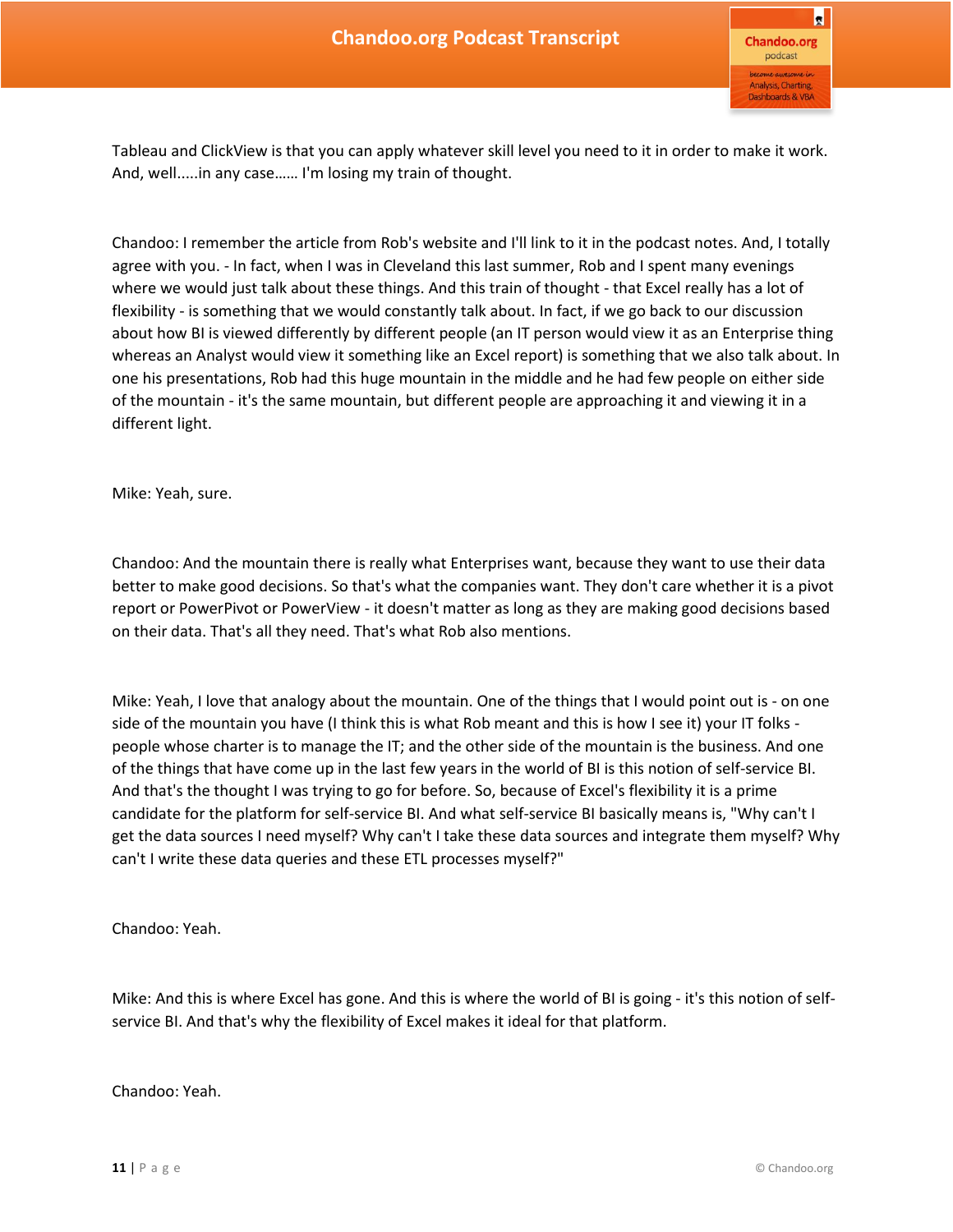Tableau and ClickView is that you can apply whatever skill level you need to it in order to make it work. And, well.....in any case...... I'm losing my train of thought.

Chandoo: I remember the article from Rob's website and I'll link to it in the podcast notes. And, I totally agree with you. - In fact, when I was in Cleveland this last summer, Rob and I spent many evenings where we would just talk about these things. And this train of thought - that Excel really has a lot of flexibility - is something that we would constantly talk about. In fact, if we go back to our discussion about how BI is viewed differently by different people (an IT person would view it as an Enterprise thing whereas an Analyst would view it something like an Excel report) is something that we also talk about. In one his presentations, Rob had this huge mountain in the middle and he had few people on either side of the mountain - it's the same mountain, but different people are approaching it and viewing it in a different light.

Mike: Yeah, sure.

Chandoo: And the mountain there is really what Enterprises want, because they want to use their data better to make good decisions. So that's what the companies want. They don't care whether it is a pivot report or PowerPivot or PowerView - it doesn't matter as long as they are making good decisions based on their data. That's all they need. That's what Rob also mentions.

Mike: Yeah, I love that analogy about the mountain. One of the things that I would point out is - on one side of the mountain you have (I think this is what Rob meant and this is how I see it) your IT folks - people whose charter is to manage the IT; and the other side of the mountain is the business. And one of the things that have come up in the last few years in the world of BI is this notion of self-service BI. And that's the thought I was trying to go for before. So, because of Excel's flexibility it is a prime candidate for the platform for self-service BI. And what self-service BI basically means is, "Why can't I get the data sources I need myself? Why can't I take these data sources and integrate them myself? Why can't I write these data queries and these ETL processes myself?"

Chandoo: Yeah.

Mike: And this is where Excel has gone. And this is where the world of BI is going - it's this notion of self-service BI. And that's why the flexibility of Excel makes it ideal for that platform.

Chandoo: Yeah.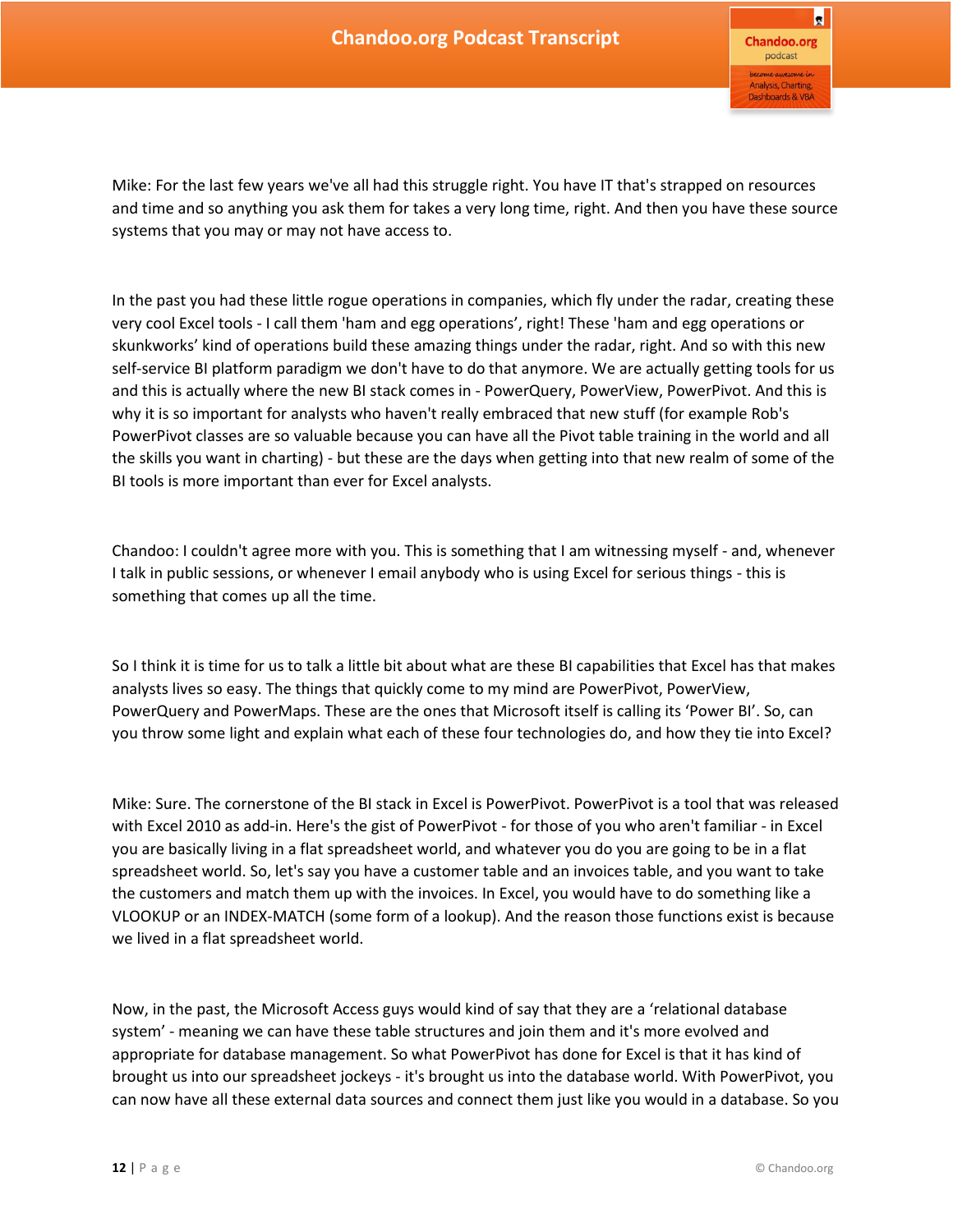Mike: For the last few years we've all had this struggle right. You have IT that's strapped on resources and time and so anything you ask them for takes a very long time, right. And then you have these source systems that you may or may not have access to.

In the past you had these little rogue operations in companies, which fly under the radar, creating these very cool Excel tools - I call them 'ham and egg operations', right! These 'ham and egg operations or skunkworks' kind of operations build these amazing things under the radar, right. And so with this new self-service BI platform paradigm we don't have to do that anymore. We are actually getting tools for us and this is actually where the new BI stack comes in - PowerQuery, PowerView, PowerPivot. And this is why it is so important for analysts who haven't really embraced that new stuff (for example Rob's PowerPivot classes are so valuable because you can have all the Pivot table training in the world and all the skills you want in charting) - but these are the days when getting into that new realm of some of the BI tools is more important than ever for Excel analysts.

Chandoo: I couldn't agree more with you. This is something that I am witnessing myself - and, whenever I talk in public sessions, or whenever I email anybody who is using Excel for serious things - this is something that comes up all the time.

So I think it is time for us to talk a little bit about what are these BI capabilities that Excel has that makes analysts lives so easy. The things that quickly come to my mind are PowerPivot, PowerView, PowerQuery and PowerMaps. These are the ones that Microsoft itself is calling its 'Power BI'. So, can you throw some light and explain what each of these four technologies do, and how they tie into Excel?

Mike: Sure. The cornerstone of the BI stack in Excel is PowerPivot. PowerPivot is a tool that was released with Excel 2010 as add-in. Here's the gist of PowerPivot - for those of you who aren't familiar - in Excel you are basically living in a flat spreadsheet world, and whatever you do you are going to be in a flat spreadsheet world. So, let's say you have a customer table and an invoices table, and you want to take the customers and match them up with the invoices. In Excel, you would have to do something like a VLOOKUP or an INDEX-MATCH (some form of a lookup). And the reason those functions exist is because we lived in a flat spreadsheet world.

Now, in the past, the Microsoft Access guys would kind of say that they are a 'relational database system' - meaning we can have these table structures and join them and it's more evolved and appropriate for database management. So what PowerPivot has done for Excel is that it has kind of brought us into our spreadsheet jockeys - it's brought us into the database world. With PowerPivot, you can now have all these external data sources and connect them just like you would in a database. So you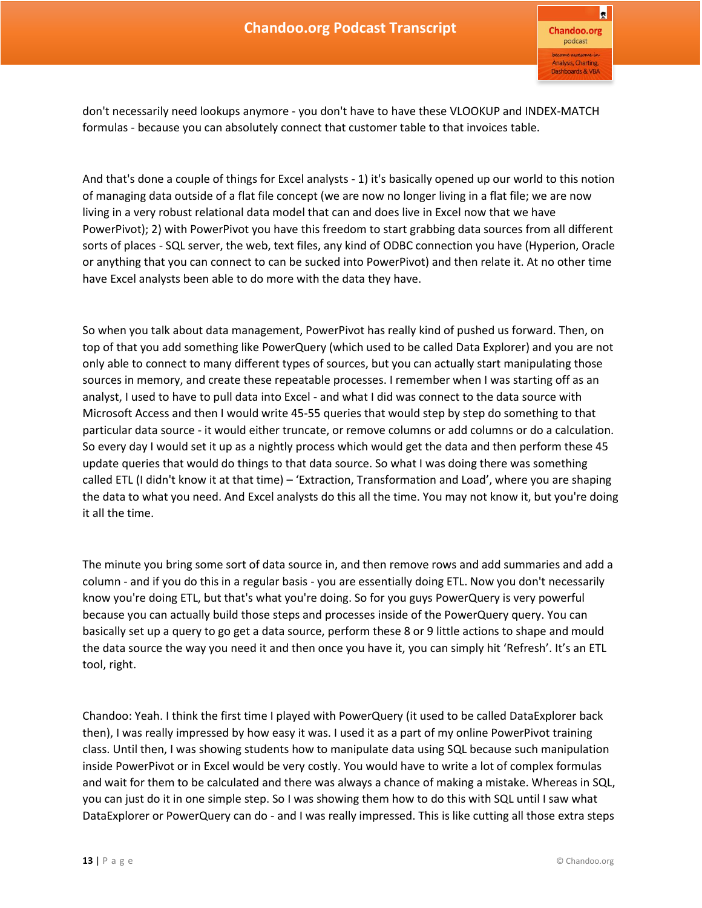don't necessarily need lookups anymore - you don't have to have these VLOOKUP and INDEX-MATCH formulas - because you can absolutely connect that customer table to that invoices table.

And that's done a couple of things for Excel analysts - 1) it's basically opened up our world to this notion of managing data outside of a flat file concept (we are now no longer living in a flat file; we are now living in a very robust relational data model that can and does live in Excel now that we have PowerPivot); 2) with PowerPivot you have this freedom to start grabbing data sources from all different sorts of places - SQL server, the web, text files, any kind of ODBC connection you have (Hyperion, Oracle or anything that you can connect to can be sucked into PowerPivot) and then relate it. At no other time have Excel analysts been able to do more with the data they have.

So when you talk about data management, PowerPivot has really kind of pushed us forward. Then, on top of that you add something like PowerQuery (which used to be called Data Explorer) and you are not only able to connect to many different types of sources, but you can actually start manipulating those sources in memory, and create these repeatable processes. I remember when I was starting off as an analyst, I used to have to pull data into Excel - and what I did was connect to the data source with Microsoft Access and then I would write 45-55 queries that would step by step do something to that particular data source - it would either truncate, or remove columns or add columns or do a calculation. So every day I would set it up as a nightly process which would get the data and then perform these 45 update queries that would do things to that data source. So what I was doing there was something called ETL (I didn't know it at that time) – 'Extraction, Transformation and Load', where you are shaping the data to what you need. And Excel analysts do this all the time. You may not know it, but you're doing it all the time.

The minute you bring some sort of data source in, and then remove rows and add summaries and add a column - and if you do this in a regular basis - you are essentially doing ETL. Now you don't necessarily know you're doing ETL, but that's what you're doing. So for you guys PowerQuery is very powerful because you can actually build those steps and processes inside of the PowerQuery query. You can basically set up a query to go get a data source, perform these 8 or 9 little actions to shape and mould the data source the way you need it and then once you have it, you can simply hit 'Refresh'. It's an ETL tool, right.

Chandoo: Yeah. I think the first time I played with PowerQuery (it used to be called DataExplorer back then), I was really impressed by how easy it was. I used it as a part of my online PowerPivot training class. Until then, I was showing students how to manipulate data using SQL because such manipulation inside PowerPivot or in Excel would be very costly. You would have to write a lot of complex formulas and wait for them to be calculated and there was always a chance of making a mistake. Whereas in SQL, you can just do it in one simple step. So I was showing them how to do this with SQL until I saw what DataExplorer or PowerQuery can do - and I was really impressed. This is like cutting all those extra steps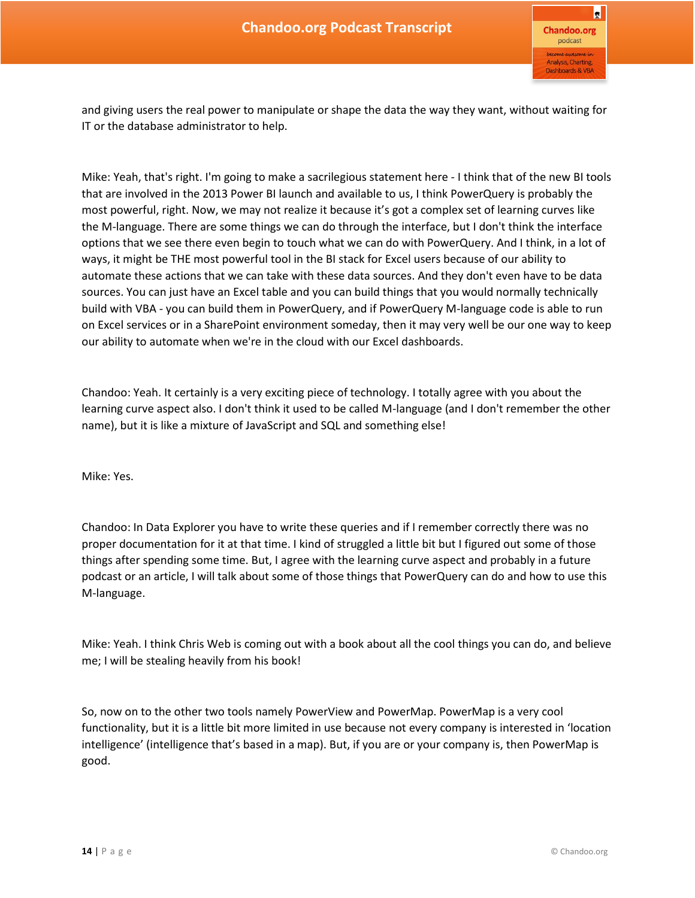and giving users the real power to manipulate or shape the data the way they want, without waiting for IT or the database administrator to help.

Mike: Yeah, that's right. I'm going to make a sacrilegious statement here - I think that of the new BI tools that are involved in the 2013 Power BI launch and available to us, I think PowerQuery is probably the most powerful, right. Now, we may not realize it because it's got a complex set of learning curves like the M-language. There are some things we can do through the interface, but I don't think the interface options that we see there even begin to touch what we can do with PowerQuery. And I think, in a lot of ways, it might be THE most powerful tool in the BI stack for Excel users because of our ability to automate these actions that we can take with these data sources. And they don't even have to be data sources. You can just have an Excel table and you can build things that you would normally technically build with VBA - you can build them in PowerQuery, and if PowerQuery M-language code is able to run on Excel services or in a SharePoint environment someday, then it may very well be our one way to keep our ability to automate when we're in the cloud with our Excel dashboards.

Chandoo: Yeah. It certainly is a very exciting piece of technology. I totally agree with you about the learning curve aspect also. I don't think it used to be called M-language (and I don't remember the other name), but it is like a mixture of JavaScript and SQL and something else!

Mike: Yes.

Chandoo: In Data Explorer you have to write these queries and if I remember correctly there was no proper documentation for it at that time. I kind of struggled a little bit but I figured out some of those things after spending some time. But, I agree with the learning curve aspect and probably in a future podcast or an article, I will talk about some of those things that PowerQuery can do and how to use this M-language.

Mike: Yeah. I think Chris Web is coming out with a book about all the cool things you can do, and believe me; I will be stealing heavily from his book!

So, now on to the other two tools namely PowerView and PowerMap. PowerMap is a very cool functionality, but it is a little bit more limited in use because not every company is interested in 'location intelligence' (intelligence that's based in a map). But, if you are or your company is, then PowerMap is good.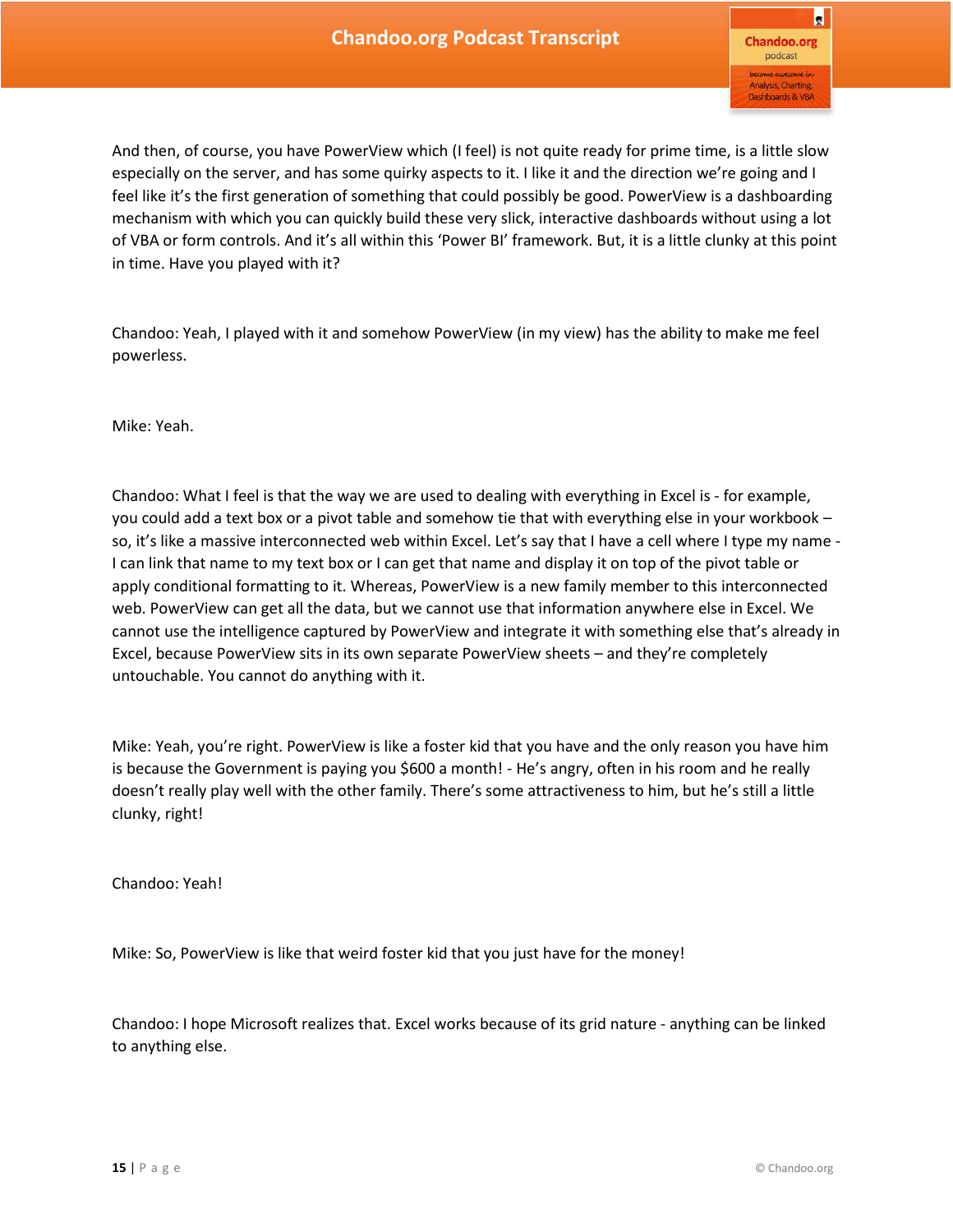And then, of course, you have PowerView which (I feel) is not quite ready for prime time, is a little slow especially on the server, and has some quirky aspects to it. I like it and the direction we're going and I feel like it's the first generation of something that could possibly be good. PowerView is a dashboarding mechanism with which you can quickly build these very slick, interactive dashboards without using a lot of VBA or form controls. And it's all within this 'Power BI' framework. But, it is a little clunky at this point in time. Have you played with it?

Chandoo: Yeah, I played with it and somehow PowerView (in my view) has the ability to make me feel powerless.

Mike: Yeah.

Chandoo: What I feel is that the way we are used to dealing with everything in Excel is - for example, you could add a text box or a pivot table and somehow tie that with everything else in your workbook – so, it's like a massive interconnected web within Excel. Let's say that I have a cell where I type my name - I can link that name to my text box or I can get that name and display it on top of the pivot table or apply conditional formatting to it. Whereas, PowerView is a new family member to this interconnected web. PowerView can get all the data, but we cannot use that information anywhere else in Excel. We cannot use the intelligence captured by PowerView and integrate it with something else that's already in Excel, because PowerView sits in its own separate PowerView sheets – and they're completely untouchable. You cannot do anything with it.

Mike: Yeah, you're right. PowerView is like a foster kid that you have and the only reason you have him is because the Government is paying you $600 a month! - He's angry, often in his room and he really doesn't really play well with the other family. There's some attractiveness to him, but he's still a little clunky, right!

Chandoo: Yeah!

Mike: So, PowerView is like that weird foster kid that you just have for the money!

Chandoo: I hope Microsoft realizes that. Excel works because of its grid nature - anything can be linked to anything else.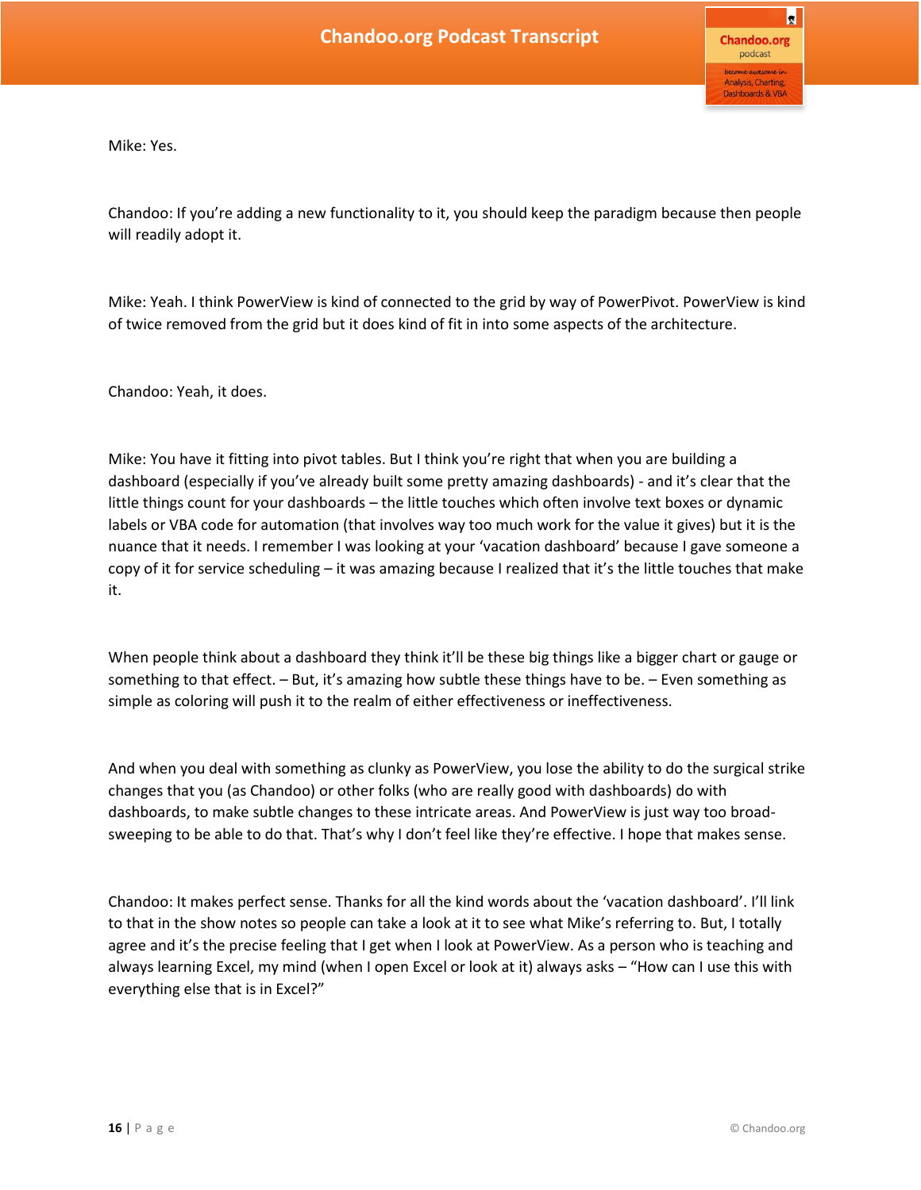Mike: Yes.

Chandoo: If you're adding a new functionality to it, you should keep the paradigm because then people will readily adopt it.

Mike: Yeah. I think PowerView is kind of connected to the grid by way of PowerPivot. PowerView is kind of twice removed from the grid but it does kind of fit in into some aspects of the architecture.

Chandoo: Yeah, it does.

Mike: You have it fitting into pivot tables. But I think you're right that when you are building a dashboard (especially if you've already built some pretty amazing dashboards) - and it's clear that the little things count for your dashboards – the little touches which often involve text boxes or dynamic labels or VBA code for automation (that involves way too much work for the value it gives) but it is the nuance that it needs. I remember I was looking at your 'vacation dashboard' because I gave someone a copy of it for service scheduling – it was amazing because I realized that it's the little touches that make it.

When people think about a dashboard they think it'll be these big things like a bigger chart or gauge or something to that effect. – But, it's amazing how subtle these things have to be. – Even something as simple as coloring will push it to the realm of either effectiveness or ineffectiveness.

And when you deal with something as clunky as PowerView, you lose the ability to do the surgical strike changes that you (as Chandoo) or other folks (who are really good with dashboards) do with dashboards, to make subtle changes to these intricate areas. And PowerView is just way too broad-sweeping to be able to do that. That's why I don't feel like they're effective. I hope that makes sense.

Chandoo: It makes perfect sense. Thanks for all the kind words about the 'vacation dashboard'. I'll link to that in the show notes so people can take a look at it to see what Mike's referring to. But, I totally agree and it's the precise feeling that I get when I look at PowerView. As a person who is teaching and always learning Excel, my mind (when I open Excel or look at it) always asks – "How can I use this with everything else that is in Excel?"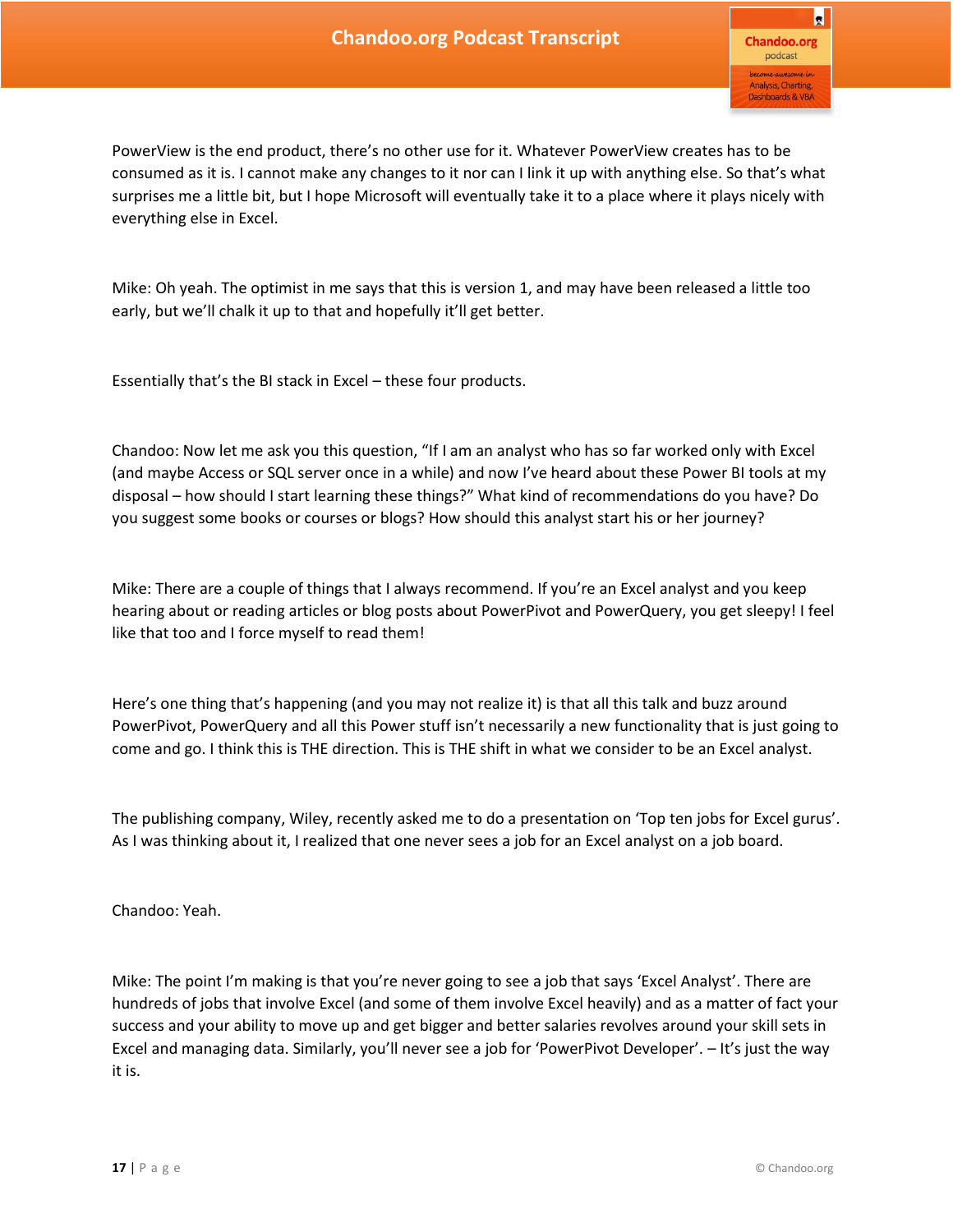PowerView is the end product, there's no other use for it. Whatever PowerView creates has to be consumed as it is. I cannot make any changes to it nor can I link it up with anything else. So that's what surprises me a little bit, but I hope Microsoft will eventually take it to a place where it plays nicely with everything else in Excel.

Mike: Oh yeah. The optimist in me says that this is version 1, and may have been released a little too early, but we'll chalk it up to that and hopefully it'll get better.

Essentially that's the BI stack in Excel – these four products.

Chandoo: Now let me ask you this question, "If I am an analyst who has so far worked only with Excel (and maybe Access or SQL server once in a while) and now I've heard about these Power BI tools at my disposal – how should I start learning these things?" What kind of recommendations do you have? Do you suggest some books or courses or blogs? How should this analyst start his or her journey?

Mike: There are a couple of things that I always recommend. If you're an Excel analyst and you keep hearing about or reading articles or blog posts about PowerPivot and PowerQuery, you get sleepy! I feel like that too and I force myself to read them!

Here's one thing that's happening (and you may not realize it) is that all this talk and buzz around PowerPivot, PowerQuery and all this Power stuff isn't necessarily a new functionality that is just going to come and go. I think this is THE direction. This is THE shift in what we consider to be an Excel analyst.

The publishing company, Wiley, recently asked me to do a presentation on 'Top ten jobs for Excel gurus'. As I was thinking about it, I realized that one never sees a job for an Excel analyst on a job board.

Chandoo: Yeah.

Mike: The point I'm making is that you're never going to see a job that says 'Excel Analyst'. There are hundreds of jobs that involve Excel (and some of them involve Excel heavily) and as a matter of fact your success and your ability to move up and get bigger and better salaries revolves around your skill sets in Excel and managing data. Similarly, you'll never see a job for 'PowerPivot Developer'. – It's just the way it is.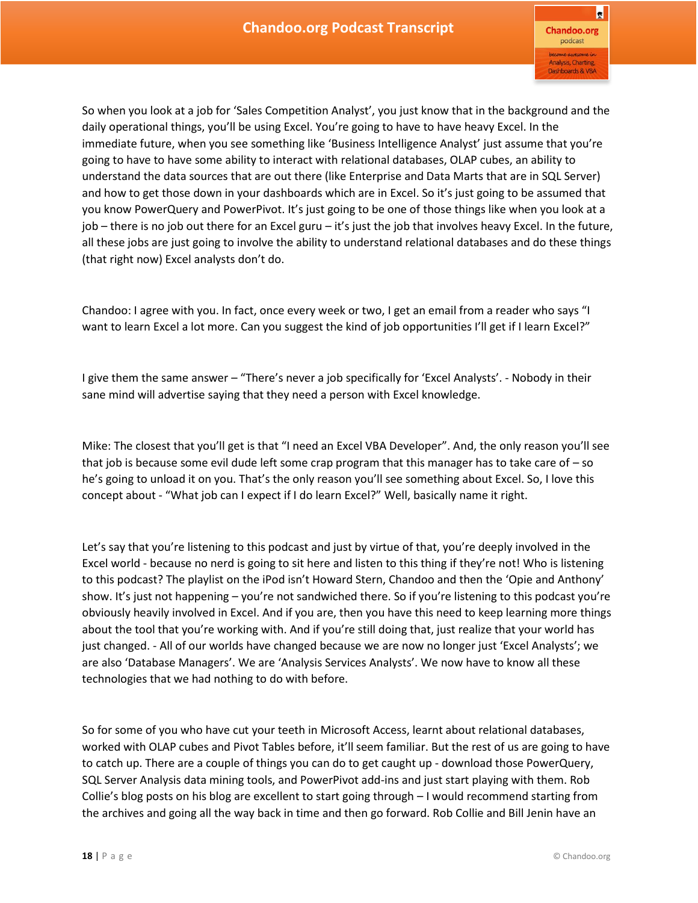So when you look at a job for 'Sales Competition Analyst', you just know that in the background and the daily operational things, you'll be using Excel. You're going to have to have heavy Excel. In the immediate future, when you see something like 'Business Intelligence Analyst' just assume that you're going to have to have some ability to interact with relational databases, OLAP cubes, an ability to understand the data sources that are out there (like Enterprise and Data Marts that are in SQL Server) and how to get those down in your dashboards which are in Excel. So it's just going to be assumed that you know PowerQuery and PowerPivot. It's just going to be one of those things like when you look at a job – there is no job out there for an Excel guru – it's just the job that involves heavy Excel. In the future, all these jobs are just going to involve the ability to understand relational databases and do these things (that right now) Excel analysts don't do.

Chandoo: I agree with you. In fact, once every week or two, I get an email from a reader who says "I want to learn Excel a lot more. Can you suggest the kind of job opportunities I'll get if I learn Excel?"

I give them the same answer – "There's never a job specifically for 'Excel Analysts'. - Nobody in their sane mind will advertise saying that they need a person with Excel knowledge.

Mike: The closest that you'll get is that "I need an Excel VBA Developer". And, the only reason you'll see that job is because some evil dude left some crap program that this manager has to take care of – so he's going to unload it on you. That's the only reason you'll see something about Excel. So, I love this concept about - "What job can I expect if I do learn Excel?" Well, basically name it right.

Let's say that you're listening to this podcast and just by virtue of that, you're deeply involved in the Excel world - because no nerd is going to sit here and listen to this thing if they're not! Who is listening to this podcast? The playlist on the iPod isn't Howard Stern, Chandoo and then the 'Opie and Anthony' show. It's just not happening – you're not sandwiched there. So if you're listening to this podcast you're obviously heavily involved in Excel. And if you are, then you have this need to keep learning more things about the tool that you're working with. And if you're still doing that, just realize that your world has just changed. - All of our worlds have changed because we are now no longer just 'Excel Analysts'; we are also 'Database Managers'. We are 'Analysis Services Analysts'. We now have to know all these technologies that we had nothing to do with before.

So for some of you who have cut your teeth in Microsoft Access, learnt about relational databases, worked with OLAP cubes and Pivot Tables before, it'll seem familiar. But the rest of us are going to have to catch up. There are a couple of things you can do to get caught up - download those PowerQuery, SQL Server Analysis data mining tools, and PowerPivot add-ins and just start playing with them. Rob Collie's blog posts on his blog are excellent to start going through – I would recommend starting from the archives and going all the way back in time and then go forward. Rob Collie and Bill Jenin have an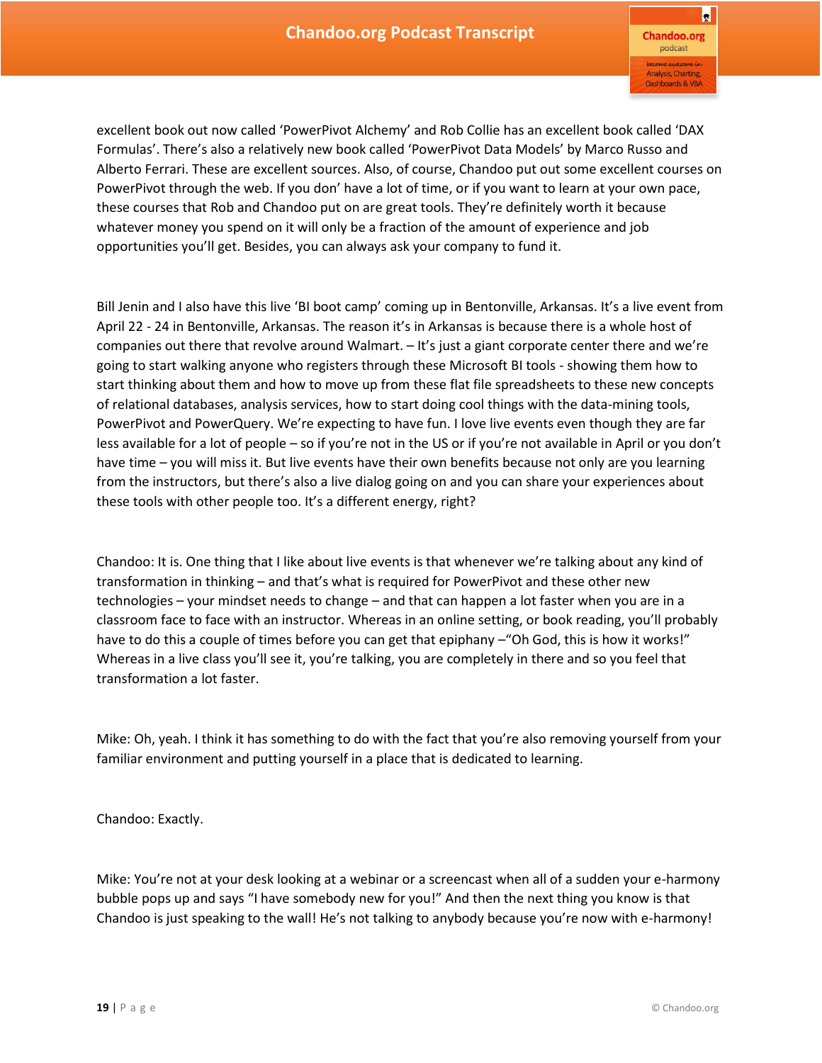excellent book out now called ‘PowerPivot Alchemy’ and Rob Collie has an excellent book called ‘DAX Formulas’. There’s also a relatively new book called ‘PowerPivot Data Models’ by Marco Russo and Alberto Ferrari. These are excellent sources. Also, of course, Chandoo put out some excellent courses on PowerPivot through the web. If you don’ have a lot of time, or if you want to learn at your own pace, these courses that Rob and Chandoo put on are great tools. They’re definitely worth it because whatever money you spend on it will only be a fraction of the amount of experience and job opportunities you’ll get. Besides, you can always ask your company to fund it.

Bill Jenin and I also have this live ‘BI boot camp’ coming up in Bentonville, Arkansas. It’s a live event from April 22 - 24 in Bentonville, Arkansas. The reason it’s in Arkansas is because there is a whole host of companies out there that revolve around Walmart. – It’s just a giant corporate center there and we’re going to start walking anyone who registers through these Microsoft BI tools - showing them how to start thinking about them and how to move up from these flat file spreadsheets to these new concepts of relational databases, analysis services, how to start doing cool things with the data-mining tools, PowerPivot and PowerQuery. We’re expecting to have fun. I love live events even though they are far less available for a lot of people – so if you’re not in the US or if you’re not available in April or you don’t have time – you will miss it. But live events have their own benefits because not only are you learning from the instructors, but there’s also a live dialog going on and you can share your experiences about these tools with other people too. It’s a different energy, right?

Chandoo: It is. One thing that I like about live events is that whenever we’re talking about any kind of transformation in thinking – and that’s what is required for PowerPivot and these other new technologies – your mindset needs to change – and that can happen a lot faster when you are in a classroom face to face with an instructor. Whereas in an online setting, or book reading, you’ll probably have to do this a couple of times before you can get that epiphany –“Oh God, this is how it works!” Whereas in a live class you’ll see it, you’re talking, you are completely in there and so you feel that transformation a lot faster.

Mike: Oh, yeah. I think it has something to do with the fact that you’re also removing yourself from your familiar environment and putting yourself in a place that is dedicated to learning.

Chandoo: Exactly.

Mike: You’re not at your desk looking at a webinar or a screencast when all of a sudden your e-harmony bubble pops up and says “I have somebody new for you!” And then the next thing you know is that Chandoo is just speaking to the wall! He’s not talking to anybody because you’re now with e-harmony!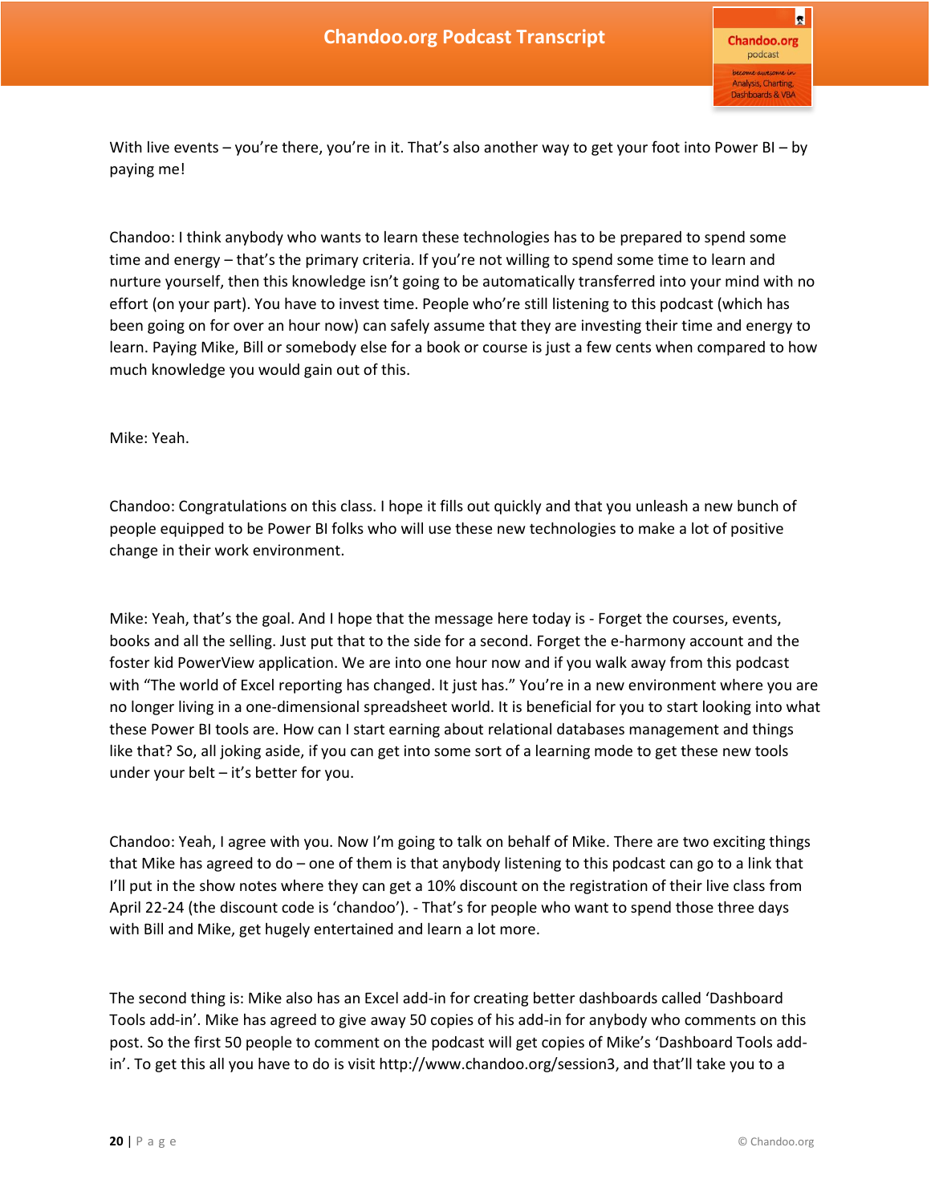With live events – you're there, you're in it. That's also another way to get your foot into Power BI – by paying me!

Chandoo: I think anybody who wants to learn these technologies has to be prepared to spend some time and energy – that's the primary criteria. If you're not willing to spend some time to learn and nurture yourself, then this knowledge isn't going to be automatically transferred into your mind with no effort (on your part). You have to invest time. People who're still listening to this podcast (which has been going on for over an hour now) can safely assume that they are investing their time and energy to learn. Paying Mike, Bill or somebody else for a book or course is just a few cents when compared to how much knowledge you would gain out of this.

Mike: Yeah.

Chandoo: Congratulations on this class. I hope it fills out quickly and that you unleash a new bunch of people equipped to be Power BI folks who will use these new technologies to make a lot of positive change in their work environment.

Mike: Yeah, that's the goal. And I hope that the message here today is - Forget the courses, events, books and all the selling. Just put that to the side for a second. Forget the e-harmony account and the foster kid PowerView application. We are into one hour now and if you walk away from this podcast with "The world of Excel reporting has changed. It just has." You're in a new environment where you are no longer living in a one-dimensional spreadsheet world. It is beneficial for you to start looking into what these Power BI tools are. How can I start earning about relational databases management and things like that? So, all joking aside, if you can get into some sort of a learning mode to get these new tools under your belt – it's better for you.

Chandoo: Yeah, I agree with you. Now I'm going to talk on behalf of Mike. There are two exciting things that Mike has agreed to do – one of them is that anybody listening to this podcast can go to a link that I'll put in the show notes where they can get a 10% discount on the registration of their live class from April 22-24 (the discount code is 'chandoo'). - That's for people who want to spend those three days with Bill and Mike, get hugely entertained and learn a lot more.

The second thing is: Mike also has an Excel add-in for creating better dashboards called 'Dashboard Tools add-in'. Mike has agreed to give away 50 copies of his add-in for anybody who comments on this post. So the first 50 people to comment on the podcast will get copies of Mike's 'Dashboard Tools add-in'. To get this all you have to do is visit http://www.chandoo.org/session3, and that'll take you to a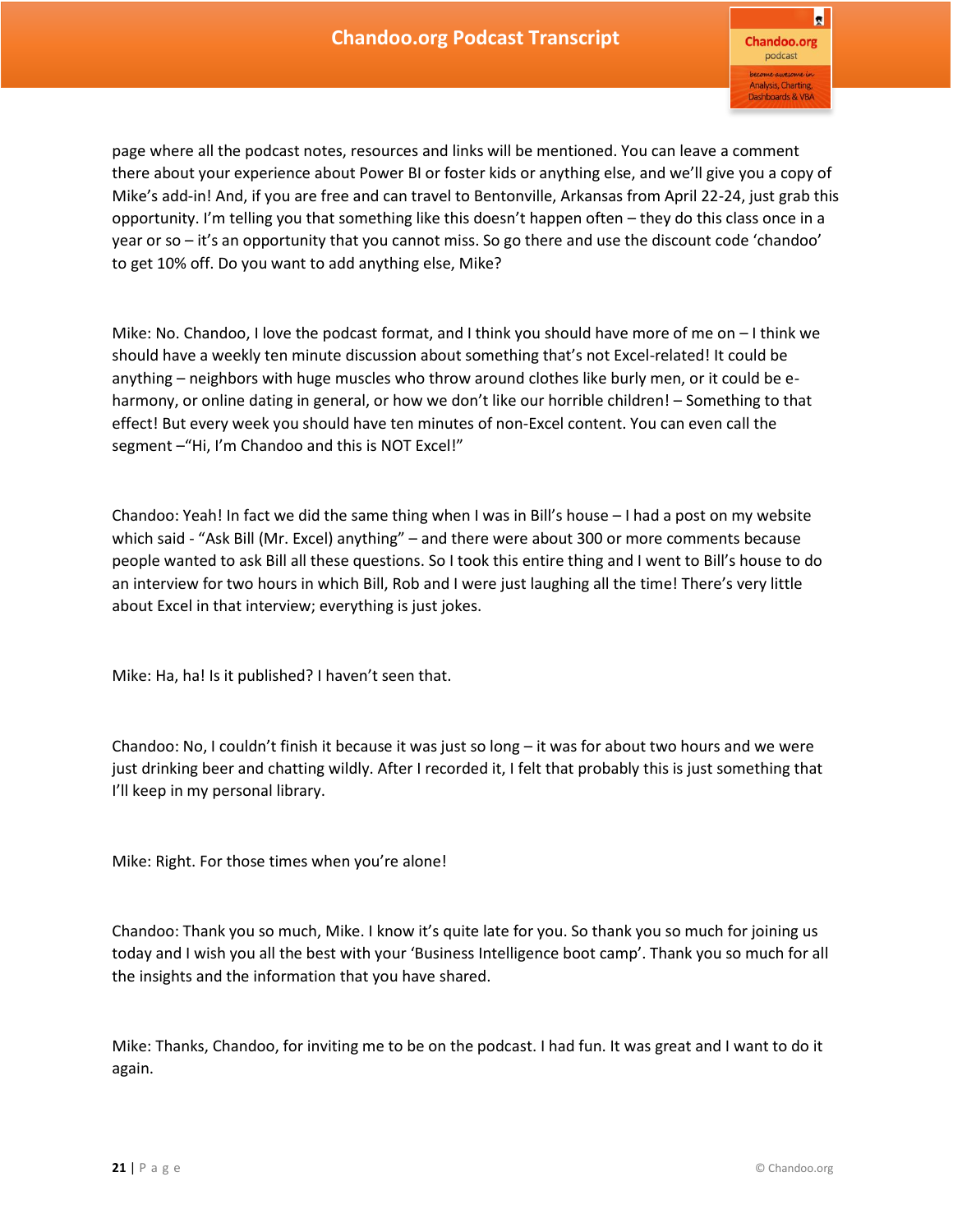page where all the podcast notes, resources and links will be mentioned. You can leave a comment there about your experience about Power BI or foster kids or anything else, and we'll give you a copy of Mike's add-in! And, if you are free and can travel to Bentonville, Arkansas from April 22-24, just grab this opportunity. I'm telling you that something like this doesn't happen often – they do this class once in a year or so – it's an opportunity that you cannot miss. So go there and use the discount code 'chandoo' to get 10% off. Do you want to add anything else, Mike?

Mike: No. Chandoo, I love the podcast format, and I think you should have more of me on – I think we should have a weekly ten minute discussion about something that's not Excel-related! It could be anything – neighbors with huge muscles who throw around clothes like burly men, or it could be e-harmony, or online dating in general, or how we don't like our horrible children! – Something to that effect! But every week you should have ten minutes of non-Excel content. You can even call the segment –"Hi, I'm Chandoo and this is NOT Excel!"

Chandoo: Yeah! In fact we did the same thing when I was in Bill's house – I had a post on my website which said - "Ask Bill (Mr. Excel) anything" – and there were about 300 or more comments because people wanted to ask Bill all these questions. So I took this entire thing and I went to Bill's house to do an interview for two hours in which Bill, Rob and I were just laughing all the time! There's very little about Excel in that interview; everything is just jokes.

Mike: Ha, ha! Is it published? I haven't seen that.

Chandoo: No, I couldn't finish it because it was just so long – it was for about two hours and we were just drinking beer and chatting wildly. After I recorded it, I felt that probably this is just something that I'll keep in my personal library.

Mike: Right. For those times when you're alone!

Chandoo: Thank you so much, Mike. I know it's quite late for you. So thank you so much for joining us today and I wish you all the best with your 'Business Intelligence boot camp'. Thank you so much for all the insights and the information that you have shared.

Mike: Thanks, Chandoo, for inviting me to be on the podcast. I had fun. It was great and I want to do it again.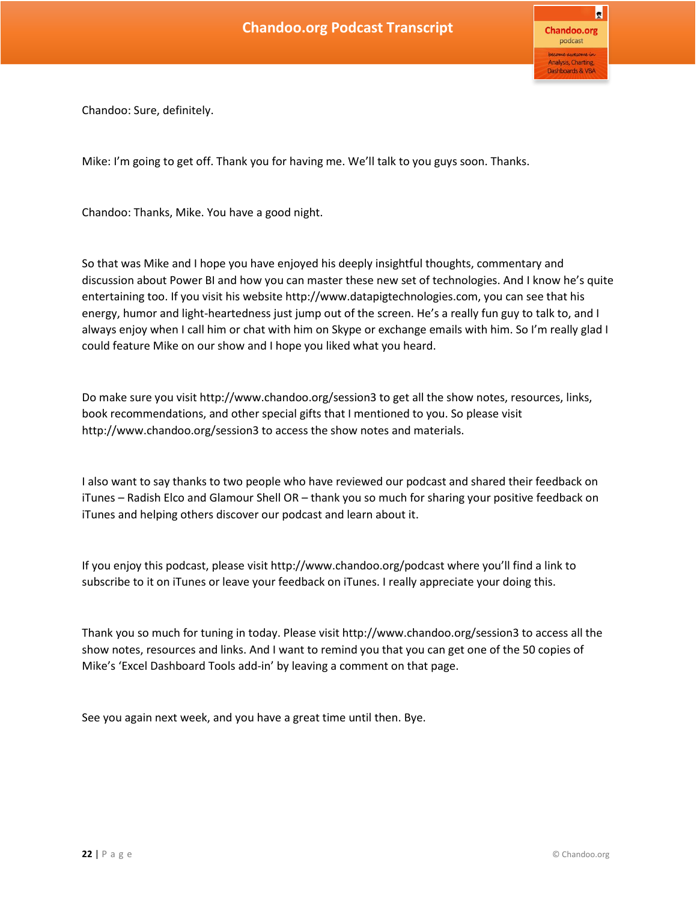Chandoo: Sure, definitely.

Mike: I'm going to get off. Thank you for having me. We'll talk to you guys soon. Thanks.

Chandoo: Thanks, Mike. You have a good night.

So that was Mike and I hope you have enjoyed his deeply insightful thoughts, commentary and discussion about Power BI and how you can master these new set of technologies. And I know he's quite entertaining too. If you visit his website http://www.datapigtechnologies.com, you can see that his energy, humor and light-heartedness just jump out of the screen. He's a really fun guy to talk to, and I always enjoy when I call him or chat with him on Skype or exchange emails with him. So I'm really glad I could feature Mike on our show and I hope you liked what you heard.

Do make sure you visit http://www.chandoo.org/session3 to get all the show notes, resources, links, book recommendations, and other special gifts that I mentioned to you. So please visit http://www.chandoo.org/session3 to access the show notes and materials.

I also want to say thanks to two people who have reviewed our podcast and shared their feedback on iTunes – Radish Elco and Glamour Shell OR – thank you so much for sharing your positive feedback on iTunes and helping others discover our podcast and learn about it.

If you enjoy this podcast, please visit http://www.chandoo.org/podcast where you'll find a link to subscribe to it on iTunes or leave your feedback on iTunes. I really appreciate your doing this.

Thank you so much for tuning in today. Please visit http://www.chandoo.org/session3 to access all the show notes, resources and links. And I want to remind you that you can get one of the 50 copies of Mike's 'Excel Dashboard Tools add-in' by leaving a comment on that page.

See you again next week, and you have a great time until then. Bye.